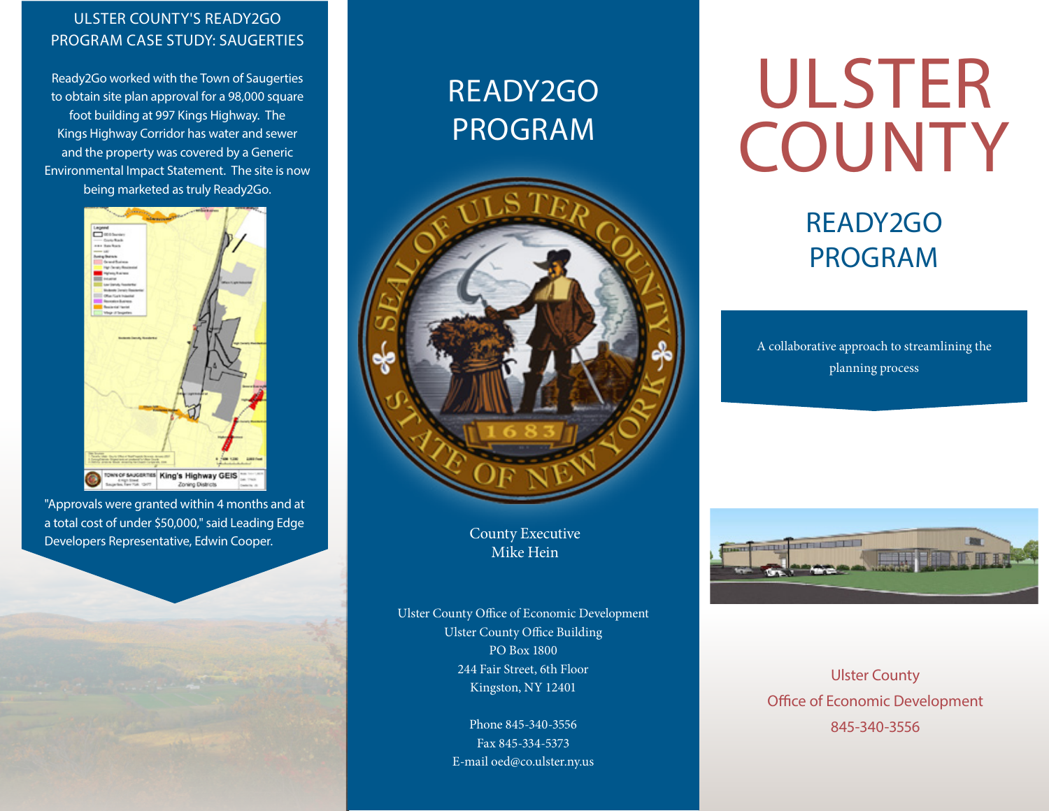## ULSTER COUNTY'S READY2GO PROGRAM CASE STUDY: SAUGERTIES

Ready2Go worked with the Town of Saugerties to obtain site plan approval for a 98,000 square foot building at 997 Kings Highway. The Kings Highway Corridor has water and sewer and the property was covered by a Generic Environmental Impact Statement. The site is now being marketed as truly Ready2Go.

"Approvals were granted within 4 months and at a total cost of under $50,000," said Leading Edge Developers Representative, Edwin Cooper.

# READY2GO PROGRAM

County Executive
Mike Hein

Ulster County Office of Economic Development
Ulster County Office Building
PO Box 1800
244 Fair Street, 6th Floor
Kingston, NY 12401

Phone 845-340-3556
Fax 845-334-5373
E-mail oed@co.ulster.ny.us

# ULSTER COUNTY

## READY2GO PROGRAM

A collaborative approach to streamlining the planning process

Ulster County
Office of Economic Development
845-340-3556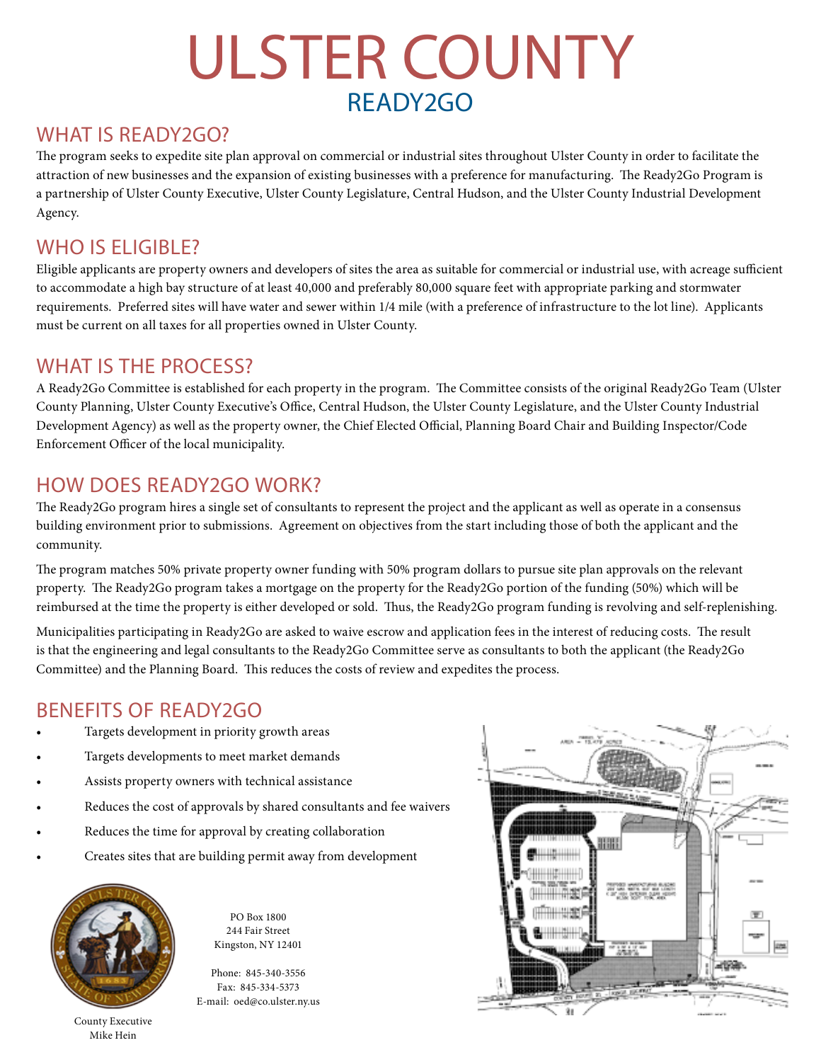# ULSTER COUNTY

## READY2GO

## WHAT IS READY2GO?

The program seeks to expedite site plan approval on commercial or industrial sites throughout Ulster County in order to facilitate the attraction of new businesses and the expansion of existing businesses with a preference for manufacturing. The Ready2Go Program is a partnership of Ulster County Executive, Ulster County Legislature, Central Hudson, and the Ulster County Industrial Development Agency.

## WHO IS ELIGIBLE?

Eligible applicants are property owners and developers of sites the area as suitable for commercial or industrial use, with acreage sufficient to accommodate a high bay structure of at least 40,000 and preferably 80,000 square feet with appropriate parking and stormwater requirements. Preferred sites will have water and sewer within 1/4 mile (with a preference of infrastructure to the lot line). Applicants must be current on all taxes for all properties owned in Ulster County.

## WHAT IS THE PROCESS?

A Ready2Go Committee is established for each property in the program. The Committee consists of the original Ready2Go Team (Ulster County Planning, Ulster County Executive's Office, Central Hudson, the Ulster County Legislature, and the Ulster County Industrial Development Agency) as well as the property owner, the Chief Elected Official, Planning Board Chair and Building Inspector/Code Enforcement Officer of the local municipality.

## HOW DOES READY2GO WORK?

The Ready2Go program hires a single set of consultants to represent the project and the applicant as well as operate in a consensus building environment prior to submissions. Agreement on objectives from the start including those of both the applicant and the community.

The program matches 50% private property owner funding with 50% program dollars to pursue site plan approvals on the relevant property. The Ready2Go program takes a mortgage on the property for the Ready2Go portion of the funding (50%) which will be reimbursed at the time the property is either developed or sold. Thus, the Ready2Go program funding is revolving and self-replenishing.

Municipalities participating in Ready2Go are asked to waive escrow and application fees in the interest of reducing costs. The result is that the engineering and legal consultants to the Ready2Go Committee serve as consultants to both the applicant (the Ready2Go Committee) and the Planning Board. This reduces the costs of review and expedites the process.

## BENEFITS OF READY2GO

- Targets development in priority growth areas
- Targets developments to meet market demands
- Assists property owners with technical assistance
- Reduces the cost of approvals by shared consultants and fee waivers
- Reduces the time for approval by creating collaboration
- Creates sites that are building permit away from development

County Executive
Mike Hein

PO Box 1800
244 Fair Street
Kingston, NY 12401

Phone: 845-340-3556
Fax: 845-334-5373
E-mail: oed@co.ulster.ny.us